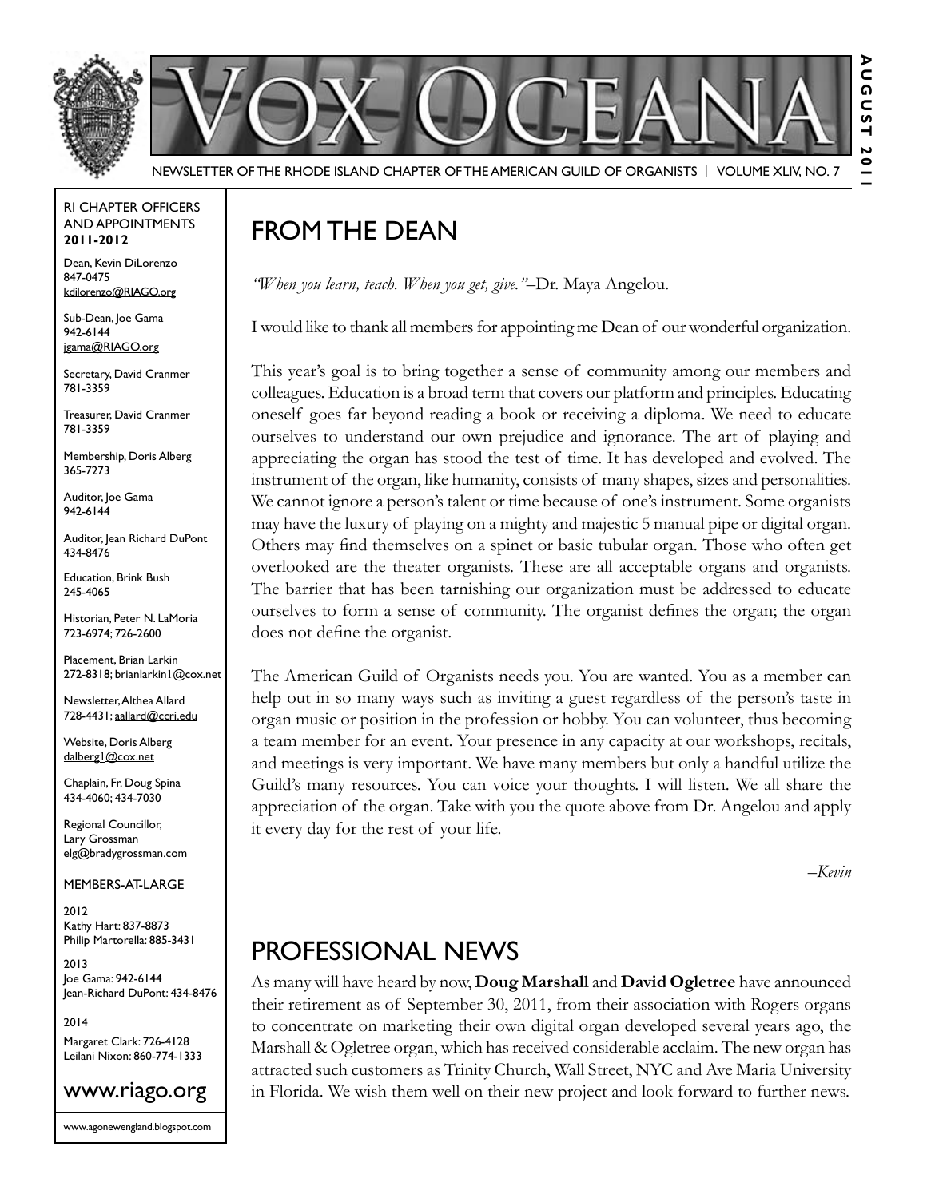# VOX OCEANA

NEWSLETTER OF THE RHODE ISLAND CHAPTER OF THE AMERICAN GUILD OF ORGANISTS | VOLUME XLIV, NO. 7

AUGUST 2011

RI CHAPTER OFFICERS AND APPOINTMENTS **2011-2012**

Dean, Kevin DiLorenzo
847-0475
kdilorenzo@RIAGO.org

Sub-Dean, Joe Gama
942-6144
jgama@RIAGO.org

Secretary, David Cranmer
781-3359

Treasurer, David Cranmer
781-3359

Membership, Doris Alberg
365-7273

Auditor, Joe Gama
942-6144

Auditor, Jean Richard DuPont
434-8476

Education, Brink Bush
245-4065

Historian, Peter N. LaMoria
723-6974; 726-2600

Placement, Brian Larkin
272-8318; brianlarkin1@cox.net

Newsletter, Althea Allard
728-4431; aallard@ccri.edu

Website, Doris Alberg
dalberg1@cox.net

Chaplain, Fr. Doug Spina
434-4060; 434-7030

Regional Councillor,
Lary Grossman
elg@bradygrossman.com

MEMBERS-AT-LARGE

2012
Kathy Hart: 837-8873
Philip Martorella: 885-3431

2013
Joe Gama: 942-6144
Jean-Richard DuPont: 434-8476

2014
Margaret Clark: 726-4128
Leilani Nixon: 860-774-1333

www.riago.org

www.agonewengland.blogspot.com

## FROM THE DEAN

*"When you learn, teach. When you get, give."*–Dr. Maya Angelou.

I would like to thank all members for appointing me Dean of our wonderful organization.

This year's goal is to bring together a sense of community among our members and colleagues. Education is a broad term that covers our platform and principles. Educating oneself goes far beyond reading a book or receiving a diploma. We need to educate ourselves to understand our own prejudice and ignorance. The art of playing and appreciating the organ has stood the test of time. It has developed and evolved. The instrument of the organ, like humanity, consists of many shapes, sizes and personalities. We cannot ignore a person's talent or time because of one's instrument. Some organists may have the luxury of playing on a mighty and majestic 5 manual pipe or digital organ. Others may find themselves on a spinet or basic tubular organ. Those who often get overlooked are the theater organists. These are all acceptable organs and organists. The barrier that has been tarnishing our organization must be addressed to educate ourselves to form a sense of community. The organist defines the organ; the organ does not define the organist.

The American Guild of Organists needs you. You are wanted. You as a member can help out in so many ways such as inviting a guest regardless of the person's taste in organ music or position in the profession or hobby. You can volunteer, thus becoming a team member for an event. Your presence in any capacity at our workshops, recitals, and meetings is very important. We have many members but only a handful utilize the Guild's many resources. You can voice your thoughts. I will listen. We all share the appreciation of the organ. Take with you the quote above from Dr. Angelou and apply it every day for the rest of your life.

*–Kevin*

## PROFESSIONAL NEWS

As many will have heard by now, **Doug Marshall** and **David Ogletree** have announced their retirement as of September 30, 2011, from their association with Rogers organs to concentrate on marketing their own digital organ developed several years ago, the Marshall & Ogletree organ, which has received considerable acclaim. The new organ has attracted such customers as Trinity Church, Wall Street, NYC and Ave Maria University in Florida. We wish them well on their new project and look forward to further news.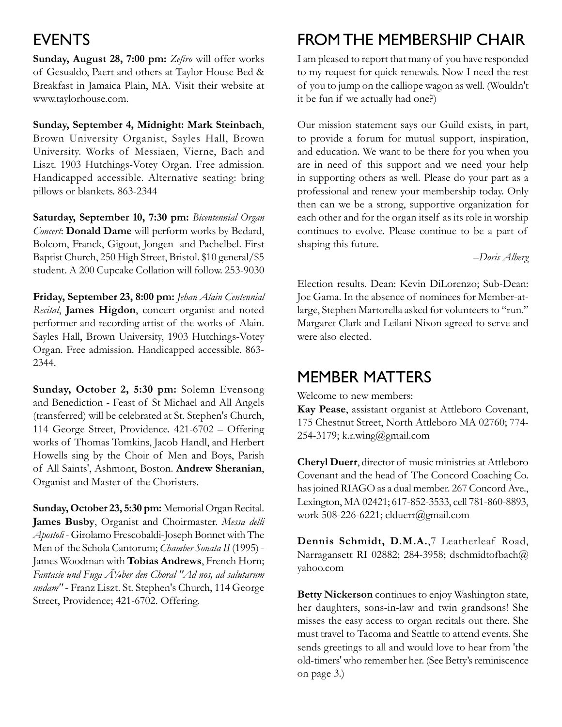## EVENTS

**Sunday, August 28, 7:00 pm:** *Zefiro* will offer works of Gesualdo, Paert and others at Taylor House Bed & Breakfast in Jamaica Plain, MA. Visit their website at www.taylorhouse.com.

**Sunday, September 4, Midnight: Mark Steinbach**, Brown University Organist, Sayles Hall, Brown University. Works of Messiaen, Vierne, Bach and Liszt. 1903 Hutchings-Votey Organ. Free admission. Handicapped accessible. Alternative seating: bring pillows or blankets. 863-2344

**Saturday, September 10, 7:30 pm:** *Bicentennial Organ Concert*: **Donald Dame** will perform works by Bedard, Bolcom, Franck, Gigout, Jongen and Pachelbel. First Baptist Church, 250 High Street, Bristol. $10 general/$5 student. A 200 Cupcake Collation will follow. 253-9030

**Friday, September 23, 8:00 pm:** *Jehan Alain Centennial Recital*, **James Higdon**, concert organist and noted performer and recording artist of the works of Alain. Sayles Hall, Brown University, 1903 Hutchings-Votey Organ. Free admission. Handicapped accessible. 863-2344.

**Sunday, October 2, 5:30 pm:** Solemn Evensong and Benediction - Feast of St Michael and All Angels (transferred) will be celebrated at St. Stephen's Church, 114 George Street, Providence. 421-6702 – Offering works of Thomas Tomkins, Jacob Handl, and Herbert Howells sing by the Choir of Men and Boys, Parish of All Saints', Ashmont, Boston. **Andrew Sheranian**, Organist and Master of the Choristers.

**Sunday, October 23, 5:30 pm:** Memorial Organ Recital. **James Busby**, Organist and Choirmaster. *Messa delli Apostoli* - Girolamo Frescobaldi-Joseph Bonnet with The Men of the Schola Cantorum; *Chamber Sonata II* (1995) - James Woodman with **Tobias Andrews**, French Horn; *Fantasie und Fuga Ã¼ber den Choral "Ad nos, ad salutarum undam"* - Franz Liszt. St. Stephen's Church, 114 George Street, Providence; 421-6702. Offering.

## FROM THE MEMBERSHIP CHAIR

I am pleased to report that many of you have responded to my request for quick renewals. Now I need the rest of you to jump on the calliope wagon as well. (Wouldn't it be fun if we actually had one?)

Our mission statement says our Guild exists, in part, to provide a forum for mutual support, inspiration, and education. We want to be there for you when you are in need of this support and we need your help in supporting others as well. Please do your part as a professional and renew your membership today. Only then can we be a strong, supportive organization for each other and for the organ itself as its role in worship continues to evolve. Please continue to be a part of shaping this future.

*–Doris Alberg*

Election results. Dean: Kevin DiLorenzo; Sub-Dean: Joe Gama. In the absence of nominees for Member-at-large, Stephen Martorella asked for volunteers to "run." Margaret Clark and Leilani Nixon agreed to serve and were also elected.

## MEMBER MATTERS

Welcome to new members:

**Kay Pease**, assistant organist at Attleboro Covenant, 175 Chestnut Street, North Attleboro MA 02760; 774-254-3179; k.r.wing@gmail.com

**Cheryl Duerr**, director of music ministries at Attleboro Covenant and the head of The Concord Coaching Co. has joined RIAGO as a dual member. 267 Concord Ave., Lexington, MA 02421; 617-852-3533, cell 781-860-8893, work 508-226-6221; clduerr@gmail.com

**Dennis Schmidt, D.M.A.**,7 Leatherleaf Road, Narragansett RI 02882; 284-3958; dschmidtofbach@yahoo.com

**Betty Nickerson** continues to enjoy Washington state, her daughters, sons-in-law and twin grandsons! She misses the easy access to organ recitals out there. She must travel to Tacoma and Seattle to attend events. She sends greetings to all and would love to hear from 'the old-timers' who remember her. (See Betty's reminiscence on page 3.)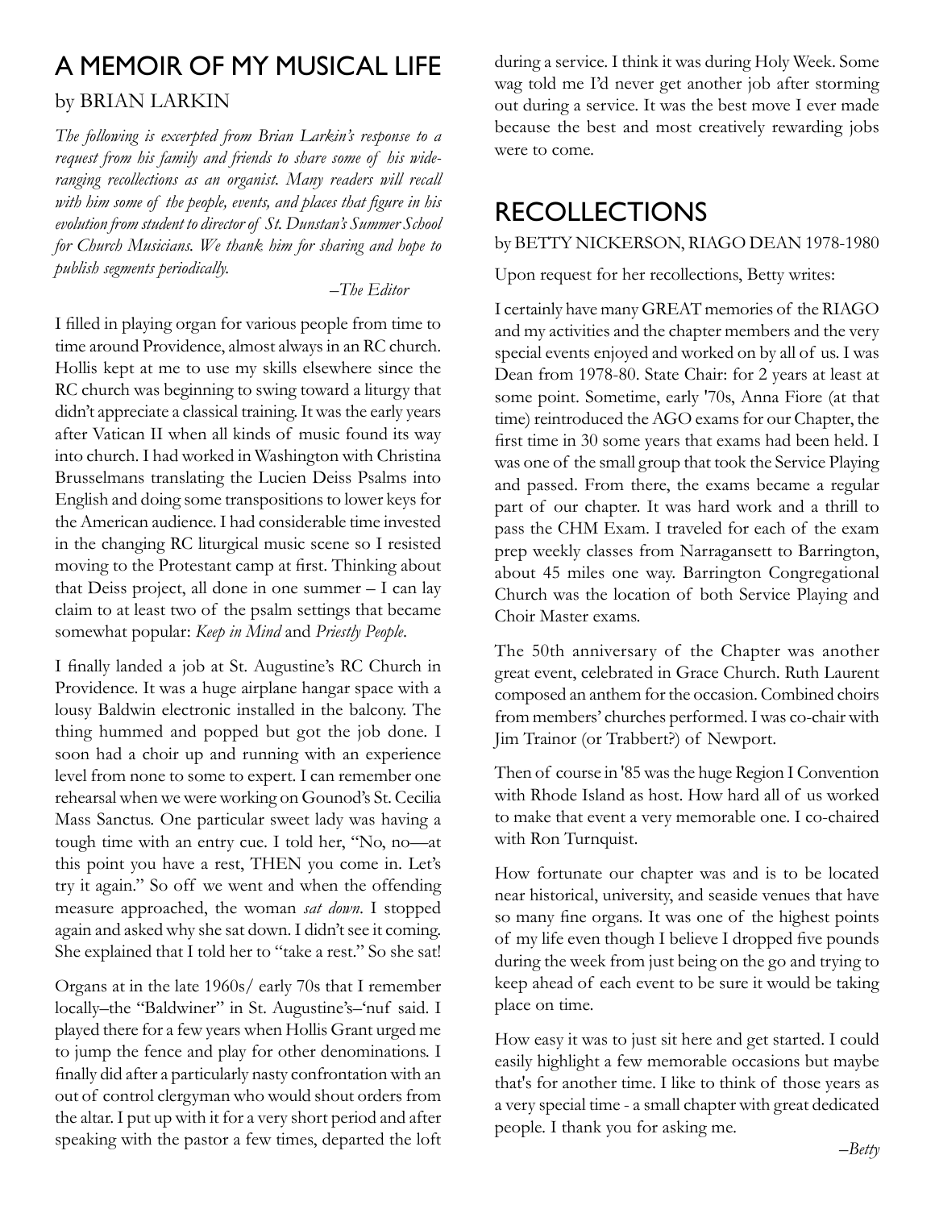## A MEMOIR OF MY MUSICAL LIFE

by BRIAN LARKIN

*The following is excerpted from Brian Larkin's response to a request from his family and friends to share some of his wide-ranging recollections as an organist. Many readers will recall with him some of the people, events, and places that figure in his evolution from student to director of St. Dunstan's Summer School for Church Musicians. We thank him for sharing and hope to publish segments periodically.*

*–The Editor*

I filled in playing organ for various people from time to time around Providence, almost always in an RC church. Hollis kept at me to use my skills elsewhere since the RC church was beginning to swing toward a liturgy that didn't appreciate a classical training. It was the early years after Vatican II when all kinds of music found its way into church. I had worked in Washington with Christina Brusselmans translating the Lucien Deiss Psalms into English and doing some transpositions to lower keys for the American audience. I had considerable time invested in the changing RC liturgical music scene so I resisted moving to the Protestant camp at first. Thinking about that Deiss project, all done in one summer – I can lay claim to at least two of the psalm settings that became somewhat popular: *Keep in Mind* and *Priestly People*.

I finally landed a job at St. Augustine's RC Church in Providence. It was a huge airplane hangar space with a lousy Baldwin electronic installed in the balcony. The thing hummed and popped but got the job done. I soon had a choir up and running with an experience level from none to some to expert. I can remember one rehearsal when we were working on Gounod's St. Cecilia Mass Sanctus. One particular sweet lady was having a tough time with an entry cue. I told her, "No, no—at this point you have a rest, THEN you come in. Let's try it again." So off we went and when the offending measure approached, the woman *sat down*. I stopped again and asked why she sat down. I didn't see it coming. She explained that I told her to "take a rest." So she sat!

Organs at in the late 1960s/ early 70s that I remember locally–the "Baldwiner" in St. Augustine's–'nuf said. I played there for a few years when Hollis Grant urged me to jump the fence and play for other denominations. I finally did after a particularly nasty confrontation with an out of control clergyman who would shout orders from the altar. I put up with it for a very short period and after speaking with the pastor a few times, departed the loft during a service. I think it was during Holy Week. Some wag told me I'd never get another job after storming out during a service. It was the best move I ever made because the best and most creatively rewarding jobs were to come.

## RECOLLECTIONS

by BETTY NICKERSON, RIAGO DEAN 1978-1980

Upon request for her recollections, Betty writes:

I certainly have many GREAT memories of the RIAGO and my activities and the chapter members and the very special events enjoyed and worked on by all of us. I was Dean from 1978-80. State Chair: for 2 years at least at some point. Sometime, early '70s, Anna Fiore (at that time) reintroduced the AGO exams for our Chapter, the first time in 30 some years that exams had been held. I was one of the small group that took the Service Playing and passed. From there, the exams became a regular part of our chapter. It was hard work and a thrill to pass the CHM Exam. I traveled for each of the exam prep weekly classes from Narragansett to Barrington, about 45 miles one way. Barrington Congregational Church was the location of both Service Playing and Choir Master exams.

The 50th anniversary of the Chapter was another great event, celebrated in Grace Church. Ruth Laurent composed an anthem for the occasion. Combined choirs from members' churches performed. I was co-chair with Jim Trainor (or Trabbert?) of Newport.

Then of course in '85 was the huge Region I Convention with Rhode Island as host. How hard all of us worked to make that event a very memorable one. I co-chaired with Ron Turnquist.

How fortunate our chapter was and is to be located near historical, university, and seaside venues that have so many fine organs. It was one of the highest points of my life even though I believe I dropped five pounds during the week from just being on the go and trying to keep ahead of each event to be sure it would be taking place on time.

How easy it was to just sit here and get started. I could easily highlight a few memorable occasions but maybe that's for another time. I like to think of those years as a very special time - a small chapter with great dedicated people. I thank you for asking me.

*–Betty*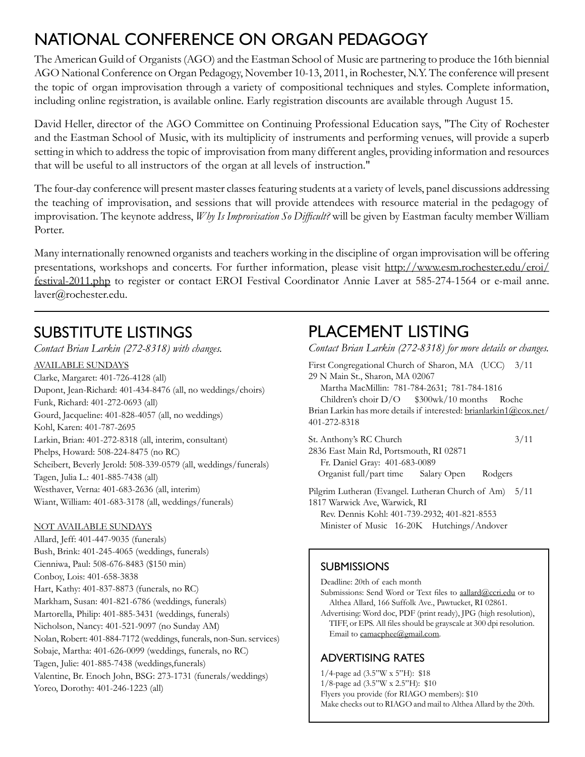# NATIONAL CONFERENCE ON ORGAN PEDAGOGY

The American Guild of Organists (AGO) and the Eastman School of Music are partnering to produce the 16th biennial AGO National Conference on Organ Pedagogy, November 10-13, 2011, in Rochester, N.Y. The conference will present the topic of organ improvisation through a variety of compositional techniques and styles. Complete information, including online registration, is available online. Early registration discounts are available through August 15.

David Heller, director of the AGO Committee on Continuing Professional Education says, "The City of Rochester and the Eastman School of Music, with its multiplicity of instruments and performing venues, will provide a superb setting in which to address the topic of improvisation from many different angles, providing information and resources that will be useful to all instructors of the organ at all levels of instruction."

The four-day conference will present master classes featuring students at a variety of levels, panel discussions addressing the teaching of improvisation, and sessions that will provide attendees with resource material in the pedagogy of improvisation. The keynote address, *Why Is Improvisation So Difficult?* will be given by Eastman faculty member William Porter.

Many internationally renowned organists and teachers working in the discipline of organ improvisation will be offering presentations, workshops and concerts. For further information, please visit http://www.esm.rochester.edu/eroi/festival-2011.php to register or contact EROI Festival Coordinator Annie Laver at 585-274-1564 or e-mail anne.laver@rochester.edu.

---

## SUBSTITUTE LISTINGS

*Contact Brian Larkin (272-8318) with changes.*

AVAILABLE SUNDAYS

Clarke, Margaret: 401-726-4128 (all)
Dupont, Jean-Richard: 401-434-8476 (all, no weddings/choirs)
Funk, Richard: 401-272-0693 (all)
Gourd, Jacqueline: 401-828-4057 (all, no weddings)
Kohl, Karen: 401-787-2695
Larkin, Brian: 401-272-8318 (all, interim, consultant)
Phelps, Howard: 508-224-8475 (no RC)
Scheibert, Beverly Jerold: 508-339-0579 (all, weddings/funerals)
Tagen, Julia L.: 401-885-7438 (all)
Westhaver, Verna: 401-683-2636 (all, interim)
Wiant, William: 401-683-3178 (all, weddings/funerals)

NOT AVAILABLE SUNDAYS

Allard, Jeff: 401-447-9035 (funerals)
Bush, Brink: 401-245-4065 (weddings, funerals)
Cienniwa, Paul: 508-676-8483 ($150 min)
Conboy, Lois: 401-658-3838
Hart, Kathy: 401-837-8873 (funerals, no RC)
Markham, Susan: 401-821-6786 (weddings, funerals)
Martorella, Philip: 401-885-3431 (weddings, funerals)
Nicholson, Nancy: 401-521-9097 (no Sunday AM)
Nolan, Robert: 401-884-7172 (weddings, funerals, non-Sun. services)
Sobaje, Martha: 401-626-0099 (weddings, funerals, no RC)
Tagen, Julie: 401-885-7438 (weddings,funerals)
Valentine, Br. Enoch John, BSG: 273-1731 (funerals/weddings)
Yoreo, Dorothy: 401-246-1223 (all)

## PLACEMENT LISTING

*Contact Brian Larkin (272-8318) for more details or changes.*

First Congregational Church of Sharon, MA (UCC) 3/11
29 N Main St., Sharon, MA 02067
Martha MacMillin: 781-784-2631; 781-784-1816
Children's choir D/O $300wk/10 months Roche
Brian Larkin has more details if interested: brianlarkin1@cox.net/ 401-272-8318

St. Anthony's RC Church 3/11
2836 East Main Rd, Portsmouth, RI 02871
Fr. Daniel Gray: 401-683-0089
Organist full/part time Salary Open Rodgers

Pilgrim Lutheran (Evangel. Lutheran Church of Am) 5/11
1817 Warwick Ave, Warwick, RI
Rev. Dennis Kohl: 401-739-2932; 401-821-8553
Minister of Music 16-20K Hutchings/Andover

### SUBMISSIONS

Deadline: 20th of each month
Submissions: Send Word or Text files to aallard@ccri.edu or to Althea Allard, 166 Suffolk Ave., Pawtucket, RI 02861.
Advertising: Word doc, PDF (print ready), JPG (high resolution), TIFF, or EPS. All files should be grayscale at 300 dpi resolution. Email to camacphee@gmail.com.

### ADVERTISING RATES

1/4-page ad (3.5"W x 5"H): $18
1/8-page ad (3.5"W x 2.5"H): $10
Flyers you provide (for RIAGO members): $10
Make checks out to RIAGO and mail to Althea Allard by the 20th.